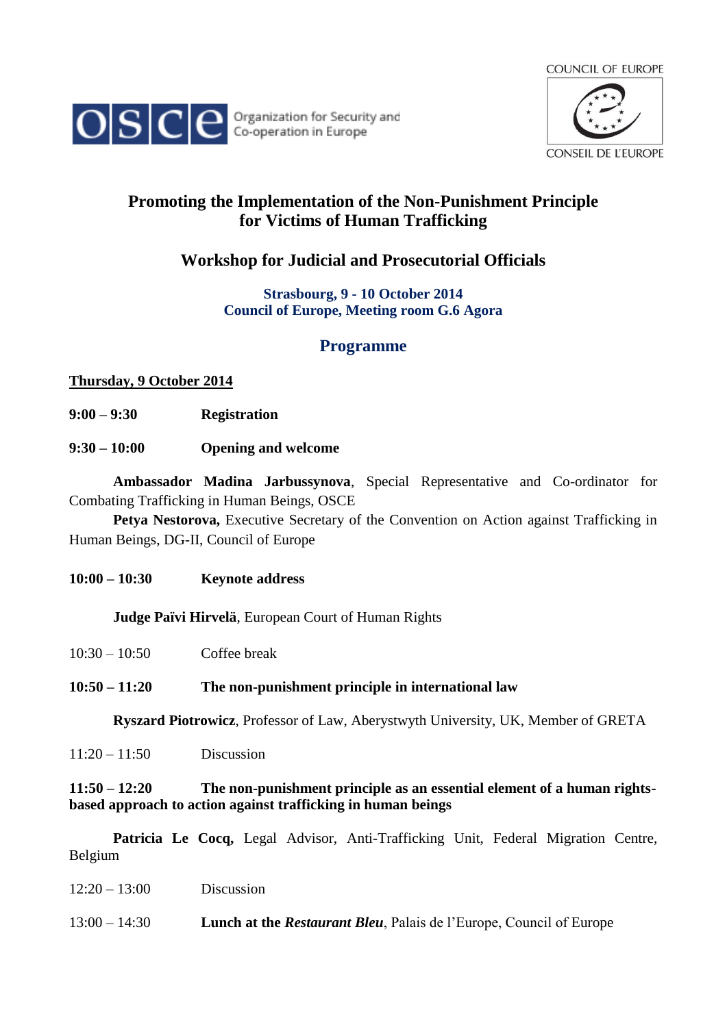COUNCIL OF EUROPE

CONSEIL DE L'EUROPE

Organization for Security and Co-operation in Europe

# Promoting the Implementation of the Non-Punishment Principle for Victims of Human Trafficking

## Workshop for Judicial and Prosecutorial Officials

**Strasbourg, 9 - 10 October 2014**
**Council of Europe, Meeting room G.6 Agora**

## Programme

**Thursday, 9 October 2014**

**9:00 – 9:30** **Registration**

**9:30 – 10:00** **Opening and welcome**

**Ambassador Madina Jarbussynova**, Special Representative and Co-ordinator for Combating Trafficking in Human Beings, OSCE

**Petya Nestorova,** Executive Secretary of the Convention on Action against Trafficking in Human Beings, DG-II, Council of Europe

**10:00 – 10:30** **Keynote address**

**Judge Päivi Hirvelä**, European Court of Human Rights

10:30 – 10:50 Coffee break

**10:50 – 11:20** **The non-punishment principle in international law**

**Ryszard Piotrowicz**, Professor of Law, Aberystwyth University, UK, Member of GRETA

11:20 – 11:50 Discussion

**11:50 – 12:20** **The non-punishment principle as an essential element of a human rights-based approach to action against trafficking in human beings**

**Patricia Le Cocq,** Legal Advisor, Anti-Trafficking Unit, Federal Migration Centre, Belgium

12:20 – 13:00 Discussion

13:00 – 14:30 **Lunch at the *Restaurant Bleu***, Palais de l'Europe, Council of Europe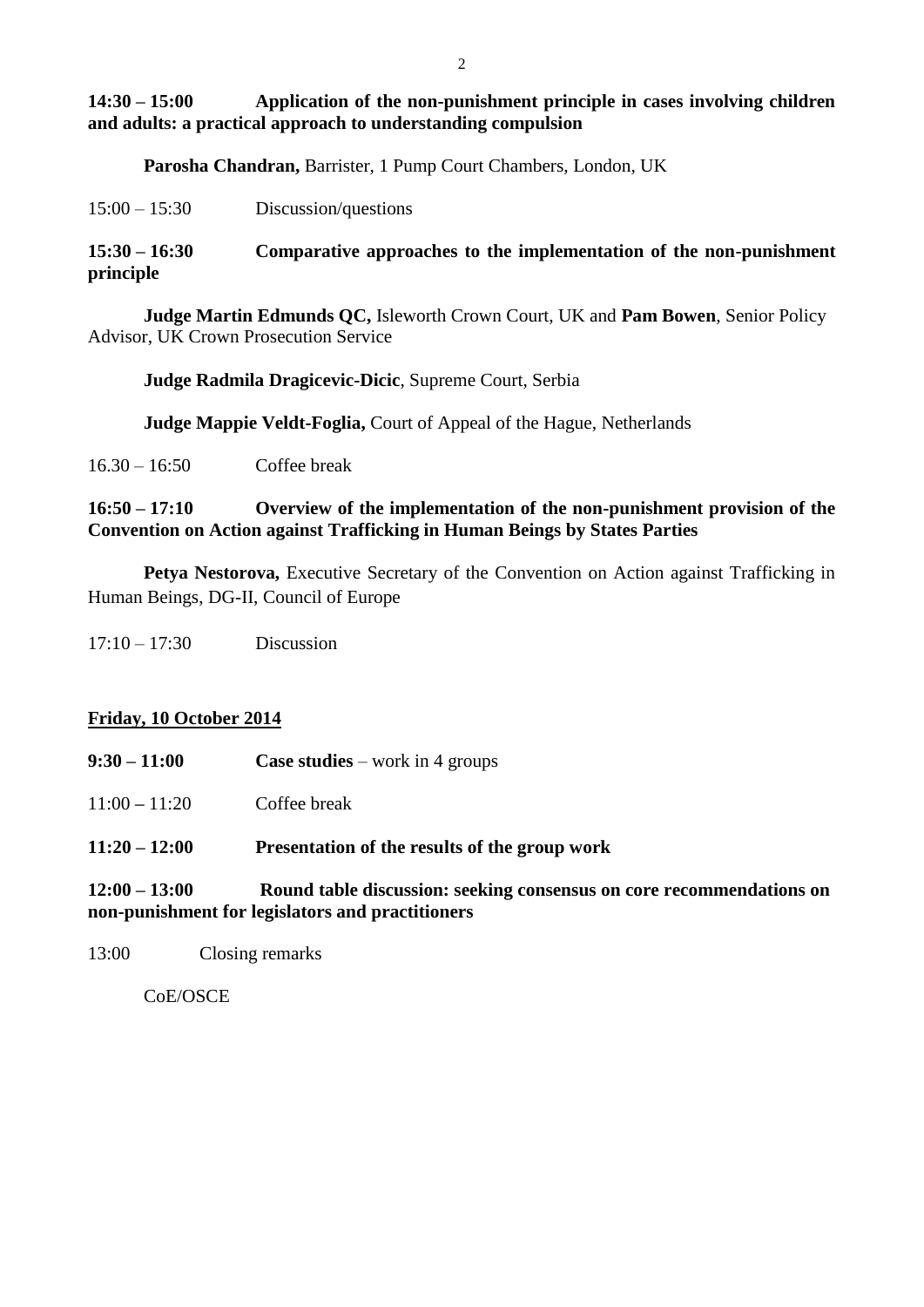**14:30 – 15:00 Application of the non-punishment principle in cases involving children and adults: a practical approach to understanding compulsion**

**Parosha Chandran,** Barrister, 1 Pump Court Chambers, London, UK

15:00 – 15:30 Discussion/questions

**15:30 – 16:30 Comparative approaches to the implementation of the non-punishment principle**

**Judge Martin Edmunds QC,** Isleworth Crown Court, UK and **Pam Bowen**, Senior Policy Advisor, UK Crown Prosecution Service

**Judge Radmila Dragicevic-Dicic**, Supreme Court, Serbia

**Judge Mappie Veldt-Foglia,** Court of Appeal of the Hague, Netherlands

16.30 – 16:50 Coffee break

**16:50 – 17:10 Overview of the implementation of the non-punishment provision of the Convention on Action against Trafficking in Human Beings by States Parties**

**Petya Nestorova,** Executive Secretary of the Convention on Action against Trafficking in Human Beings, DG-II, Council of Europe

17:10 – 17:30 Discussion

**Friday, 10 October 2014**

**9:30 – 11:00 Case studies** – work in 4 groups

11:00 – 11:20 Coffee break

**11:20 – 12:00 Presentation of the results of the group work**

**12:00 – 13:00 Round table discussion: seeking consensus on core recommendations on non-punishment for legislators and practitioners**

13:00 Closing remarks

CoE/OSCE